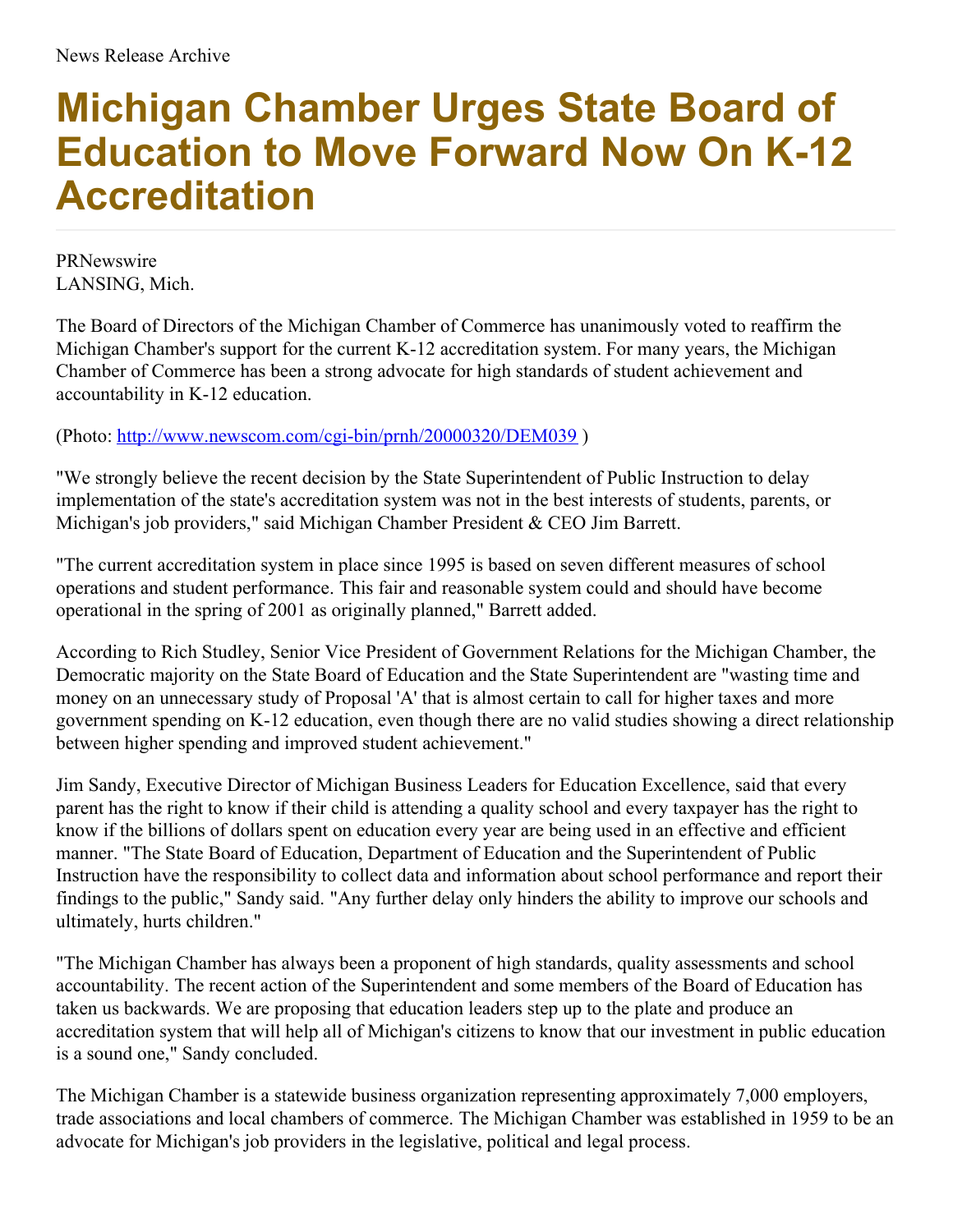News Release Archive

# Michigan Chamber Urges State Board of Education to Move Forward Now On K-12 Accreditation

PRNewswire
LANSING, Mich.

The Board of Directors of the Michigan Chamber of Commerce has unanimously voted to reaffirm the Michigan Chamber's support for the current K-12 accreditation system. For many years, the Michigan Chamber of Commerce has been a strong advocate for high standards of student achievement and accountability in K-12 education.

(Photo: http://www.newscom.com/cgi-bin/prnh/20000320/DEM039 )

"We strongly believe the recent decision by the State Superintendent of Public Instruction to delay implementation of the state's accreditation system was not in the best interests of students, parents, or Michigan's job providers," said Michigan Chamber President & CEO Jim Barrett.

"The current accreditation system in place since 1995 is based on seven different measures of school operations and student performance. This fair and reasonable system could and should have become operational in the spring of 2001 as originally planned," Barrett added.

According to Rich Studley, Senior Vice President of Government Relations for the Michigan Chamber, the Democratic majority on the State Board of Education and the State Superintendent are "wasting time and money on an unnecessary study of Proposal 'A' that is almost certain to call for higher taxes and more government spending on K-12 education, even though there are no valid studies showing a direct relationship between higher spending and improved student achievement."

Jim Sandy, Executive Director of Michigan Business Leaders for Education Excellence, said that every parent has the right to know if their child is attending a quality school and every taxpayer has the right to know if the billions of dollars spent on education every year are being used in an effective and efficient manner. "The State Board of Education, Department of Education and the Superintendent of Public Instruction have the responsibility to collect data and information about school performance and report their findings to the public," Sandy said. "Any further delay only hinders the ability to improve our schools and ultimately, hurts children."

"The Michigan Chamber has always been a proponent of high standards, quality assessments and school accountability. The recent action of the Superintendent and some members of the Board of Education has taken us backwards. We are proposing that education leaders step up to the plate and produce an accreditation system that will help all of Michigan's citizens to know that our investment in public education is a sound one," Sandy concluded.

The Michigan Chamber is a statewide business organization representing approximately 7,000 employers, trade associations and local chambers of commerce. The Michigan Chamber was established in 1959 to be an advocate for Michigan's job providers in the legislative, political and legal process.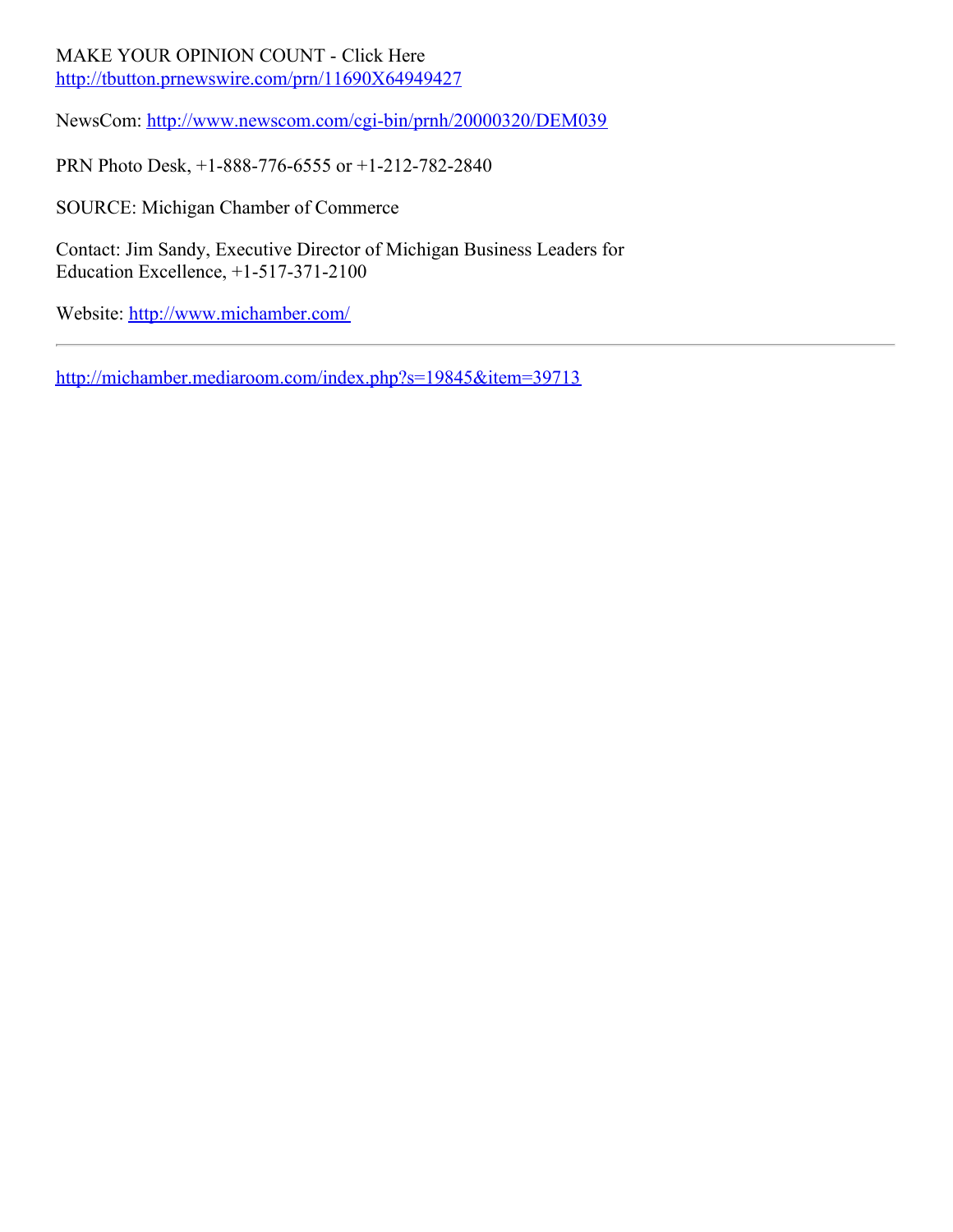MAKE YOUR OPINION COUNT - Click Here
http://tbutton.prnewswire.com/prn/11690X64949427

NewsCom: http://www.newscom.com/cgi-bin/prnh/20000320/DEM039

PRN Photo Desk, +1-888-776-6555 or +1-212-782-2840

SOURCE: Michigan Chamber of Commerce

Contact: Jim Sandy, Executive Director of Michigan Business Leaders for Education Excellence, +1-517-371-2100

Website: http://www.michamber.com/

---

http://michamber.mediaroom.com/index.php?s=19845&item=39713